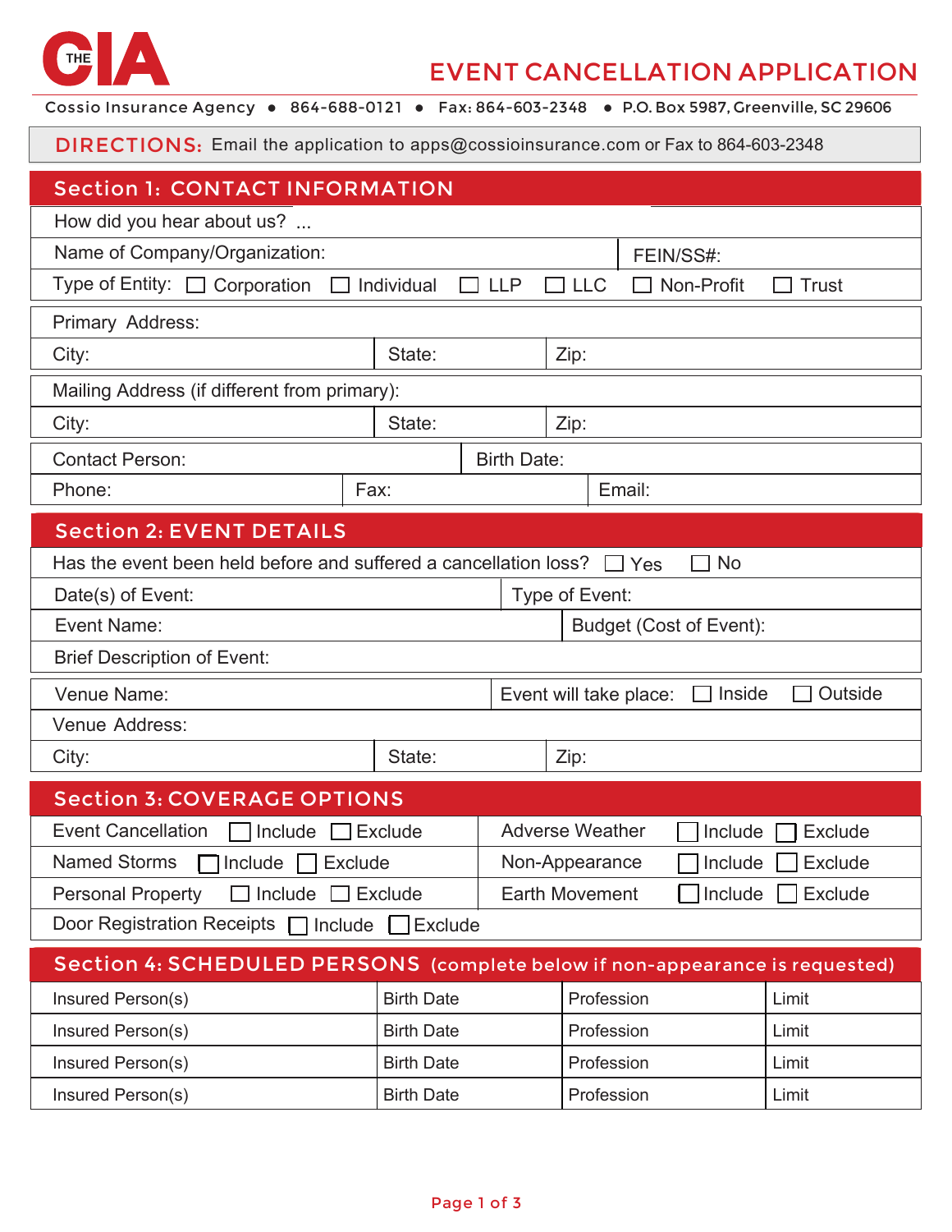THE CIA

# EVENT CANCELLATION APPLICATION

Cossio Insurance Agency • 864-688-0121 • Fax: 864-603-2348 • P.O. Box 5987, Greenville, SC 29606

**DIRECTIONS:** Email the application to apps@cossioinsurance.com or Fax to 864-603-2348

## Section 1: CONTACT INFORMATION

How did you hear about us? ...

Name of Company/Organization: FEIN/SS#:

Type of Entity: ☐ Corporation ☐ Individual ☐ LLP ☐ LLC ☐ Non-Profit ☐ Trust

Primary Address:

City: State: Zip:

Mailing Address (if different from primary):

City: State: Zip:

Contact Person: Birth Date:

Phone: Fax: Email:

## Section 2: EVENT DETAILS

Has the event been held before and suffered a cancellation loss? ☐ Yes ☐ No

Date(s) of Event: Type of Event:

Event Name: Budget (Cost of Event):

Brief Description of Event:

Venue Name: Event will take place: ☐ Inside ☐ Outside

Venue Address:

City: State: Zip:

## Section 3: COVERAGE OPTIONS

| | | | | | |
|---|---|---|---|---|---|
| Event Cancellation | ☐ Include | ☐ Exclude | Adverse Weather | ☐ Include | ☐ Exclude |
| Named Storms | ☐ Include | ☐ Exclude | Non-Appearance | ☐ Include | ☐ Exclude |
| Personal Property | ☐ Include | ☐ Exclude | Earth Movement | ☐ Include | ☐ Exclude |
| Door Registration Receipts | ☐ Include | ☐ Exclude | | | |

## Section 4: SCHEDULED PERSONS (complete below if non-appearance is requested)

| Insured Person(s) | Birth Date | Profession | Limit |
|---|---|---|---|
| Insured Person(s) | Birth Date | Profession | Limit |
| Insured Person(s) | Birth Date | Profession | Limit |
| Insured Person(s) | Birth Date | Profession | Limit |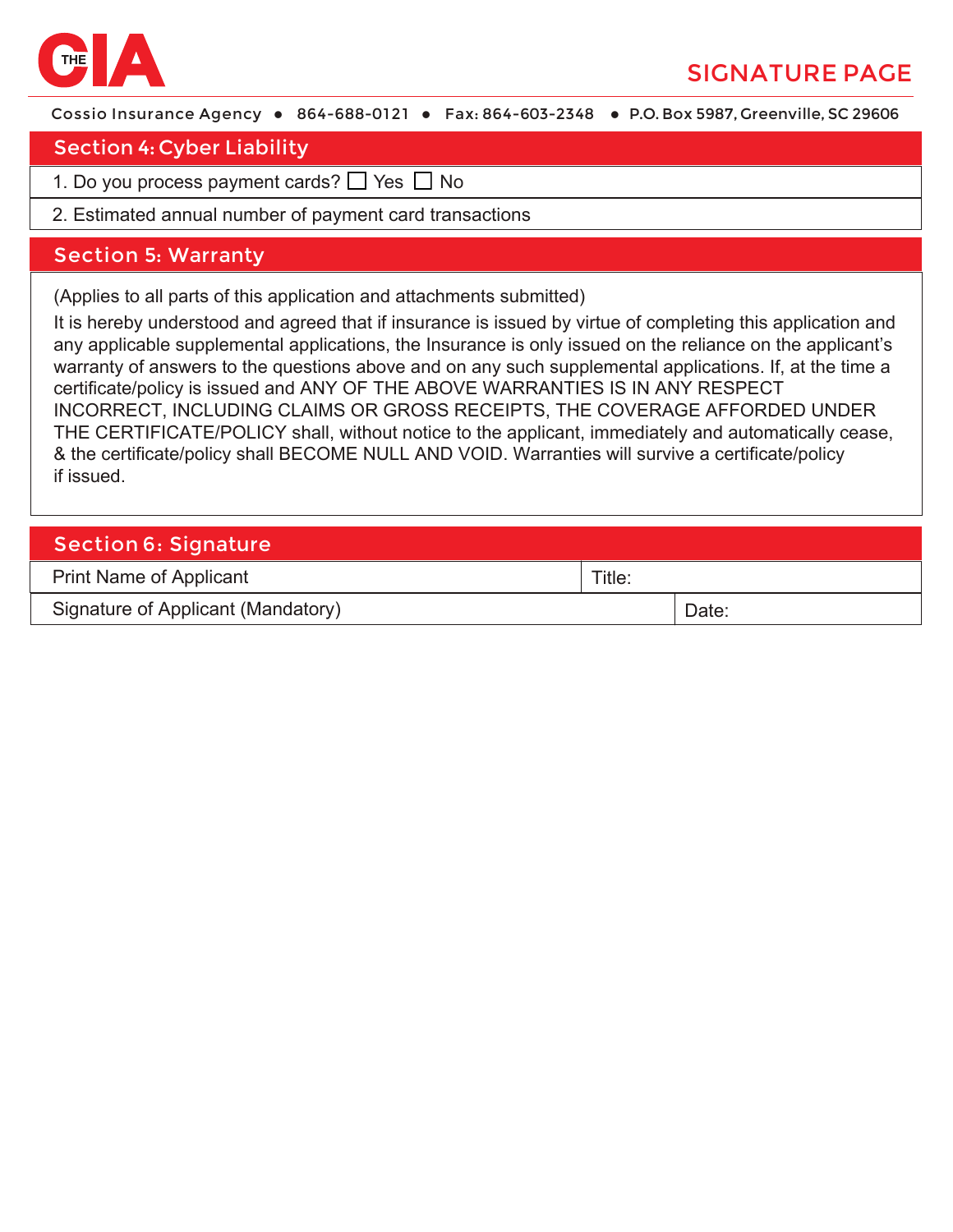# THE CIA

## SIGNATURE PAGE

Cossio Insurance Agency • 864-688-0121 • Fax: 864-603-2348 • P.O. Box 5987, Greenville, SC 29606

## Section 4: Cyber Liability

1. Do you process payment cards? ☐ Yes ☐ No
2. Estimated annual number of payment card transactions

## Section 5: Warranty

(Applies to all parts of this application and attachments submitted)

It is hereby understood and agreed that if insurance is issued by virtue of completing this application and any applicable supplemental applications, the Insurance is only issued on the reliance on the applicant's warranty of answers to the questions above and on any such supplemental applications. If, at the time a certificate/policy is issued and ANY OF THE ABOVE WARRANTIES IS IN ANY RESPECT INCORRECT, INCLUDING CLAIMS OR GROSS RECEIPTS, THE COVERAGE AFFORDED UNDER THE CERTIFICATE/POLICY shall, without notice to the applicant, immediately and automatically cease, & the certificate/policy shall BECOME NULL AND VOID. Warranties will survive a certificate/policy if issued.

## Section 6: Signature

| Print Name of Applicant | Title: |
|---|---|
| Signature of Applicant (Mandatory) | Date: |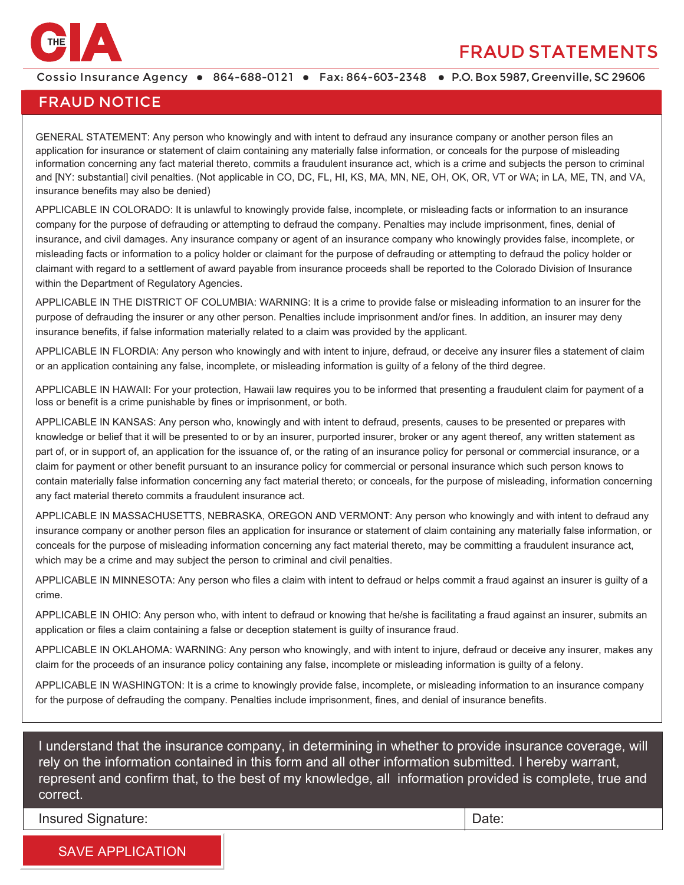# FRAUD STATEMENTS

Cossio Insurance Agency • 864-688-0121 • Fax: 864-603-2348 • P.O. Box 5987, Greenville, SC 29606

## FRAUD NOTICE

GENERAL STATEMENT: Any person who knowingly and with intent to defraud any insurance company or another person files an application for insurance or statement of claim containing any materially false information, or conceals for the purpose of misleading information concerning any fact material thereto, commits a fraudulent insurance act, which is a crime and subjects the person to criminal and [NY: substantial] civil penalties. (Not applicable in CO, DC, FL, HI, KS, MA, MN, NE, OH, OK, OR, VT or WA; in LA, ME, TN, and VA, insurance benefits may also be denied)

APPLICABLE IN COLORADO: It is unlawful to knowingly provide false, incomplete, or misleading facts or information to an insurance company for the purpose of defrauding or attempting to defraud the company. Penalties may include imprisonment, fines, denial of insurance, and civil damages. Any insurance company or agent of an insurance company who knowingly provides false, incomplete, or misleading facts or information to a policy holder or claimant for the purpose of defrauding or attempting to defraud the policy holder or claimant with regard to a settlement of award payable from insurance proceeds shall be reported to the Colorado Division of Insurance within the Department of Regulatory Agencies.

APPLICABLE IN THE DISTRICT OF COLUMBIA: WARNING: It is a crime to provide false or misleading information to an insurer for the purpose of defrauding the insurer or any other person. Penalties include imprisonment and/or fines. In addition, an insurer may deny insurance benefits, if false information materially related to a claim was provided by the applicant.

APPLICABLE IN FLORDIA: Any person who knowingly and with intent to injure, defraud, or deceive any insurer files a statement of claim or an application containing any false, incomplete, or misleading information is guilty of a felony of the third degree.

APPLICABLE IN HAWAII: For your protection, Hawaii law requires you to be informed that presenting a fraudulent claim for payment of a loss or benefit is a crime punishable by fines or imprisonment, or both.

APPLICABLE IN KANSAS: Any person who, knowingly and with intent to defraud, presents, causes to be presented or prepares with knowledge or belief that it will be presented to or by an insurer, purported insurer, broker or any agent thereof, any written statement as part of, or in support of, an application for the issuance of, or the rating of an insurance policy for personal or commercial insurance, or a claim for payment or other benefit pursuant to an insurance policy for commercial or personal insurance which such person knows to contain materially false information concerning any fact material thereto; or conceals, for the purpose of misleading, information concerning any fact material thereto commits a fraudulent insurance act.

APPLICABLE IN MASSACHUSETTS, NEBRASKA, OREGON AND VERMONT: Any person who knowingly and with intent to defraud any insurance company or another person files an application for insurance or statement of claim containing any materially false information, or conceals for the purpose of misleading information concerning any fact material thereto, may be committing a fraudulent insurance act, which may be a crime and may subject the person to criminal and civil penalties.

APPLICABLE IN MINNESOTA: Any person who files a claim with intent to defraud or helps commit a fraud against an insurer is guilty of a crime.

APPLICABLE IN OHIO: Any person who, with intent to defraud or knowing that he/she is facilitating a fraud against an insurer, submits an application or files a claim containing a false or deception statement is guilty of insurance fraud.

APPLICABLE IN OKLAHOMA: WARNING: Any person who knowingly, and with intent to injure, defraud or deceive any insurer, makes any claim for the proceeds of an insurance policy containing any false, incomplete or misleading information is guilty of a felony.

APPLICABLE IN WASHINGTON: It is a crime to knowingly provide false, incomplete, or misleading information to an insurance company for the purpose of defrauding the company. Penalties include imprisonment, fines, and denial of insurance benefits.

I understand that the insurance company, in determining in whether to provide insurance coverage, will rely on the information contained in this form and all other information submitted. I hereby warrant, represent and confirm that, to the best of my knowledge, all information provided is complete, true and correct.

| | |
|---|---|
| Insured Signature: | Date: |

SAVE APPLICATION